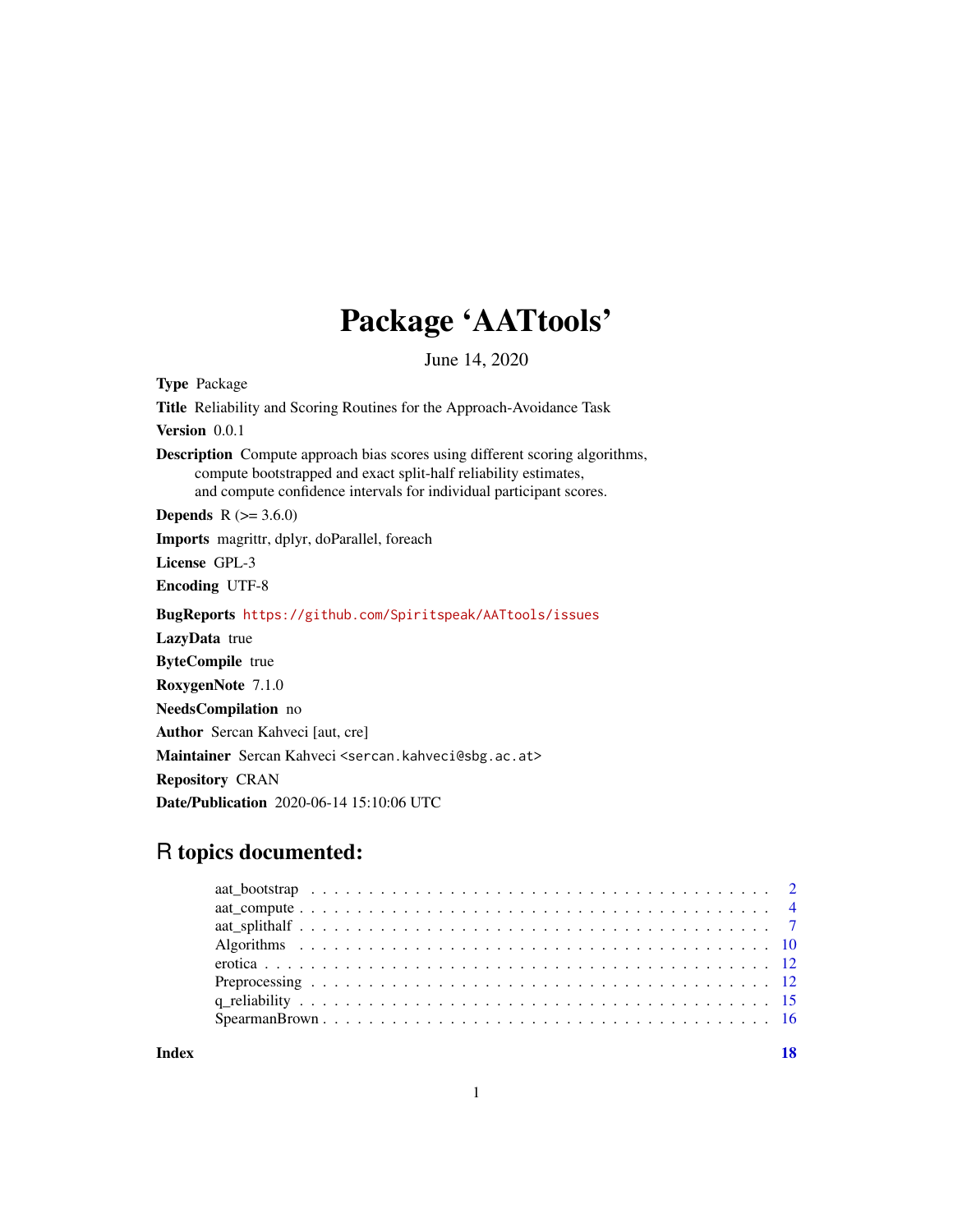# Package 'AATtools'

June 14, 2020

**Type** Package

**Title** Reliability and Scoring Routines for the Approach-Avoidance Task

**Version** 0.0.1

**Description** Compute approach bias scores using different scoring algorithms, compute bootstrapped and exact split-half reliability estimates, and compute confidence intervals for individual participant scores.

**Depends** R (>= 3.6.0)

**Imports** magrittr, dplyr, doParallel, foreach

**License** GPL-3

**Encoding** UTF-8

**BugReports** https://github.com/Spiritspeak/AATtools/issues

**LazyData** true

**ByteCompile** true

**RoxygenNote** 7.1.0

**NeedsCompilation** no

**Author** Sercan Kahveci [aut, cre]

**Maintainer** Sercan Kahveci <sercan.kahveci@sbg.ac.at>

**Repository** CRAN

**Date/Publication** 2020-06-14 15:10:06 UTC

## R topics documented:

- aat_bootstrap . . . . . . . . . . . . . . . . . . . . . . . . . . . . . . . . . . . . 2
- aat_compute . . . . . . . . . . . . . . . . . . . . . . . . . . . . . . . . . . . . 4
- aat_splithalf . . . . . . . . . . . . . . . . . . . . . . . . . . . . . . . . . . . . 7
- Algorithms . . . . . . . . . . . . . . . . . . . . . . . . . . . . . . . . . . . . 10
- erotica . . . . . . . . . . . . . . . . . . . . . . . . . . . . . . . . . . . . 12
- Preprocessing . . . . . . . . . . . . . . . . . . . . . . . . . . . . . . . . . . . . 12
- q_reliability . . . . . . . . . . . . . . . . . . . . . . . . . . . . . . . . . . . . 15
- SpearmanBrown . . . . . . . . . . . . . . . . . . . . . . . . . . . . . . . . . . . . 16

**Index** **18**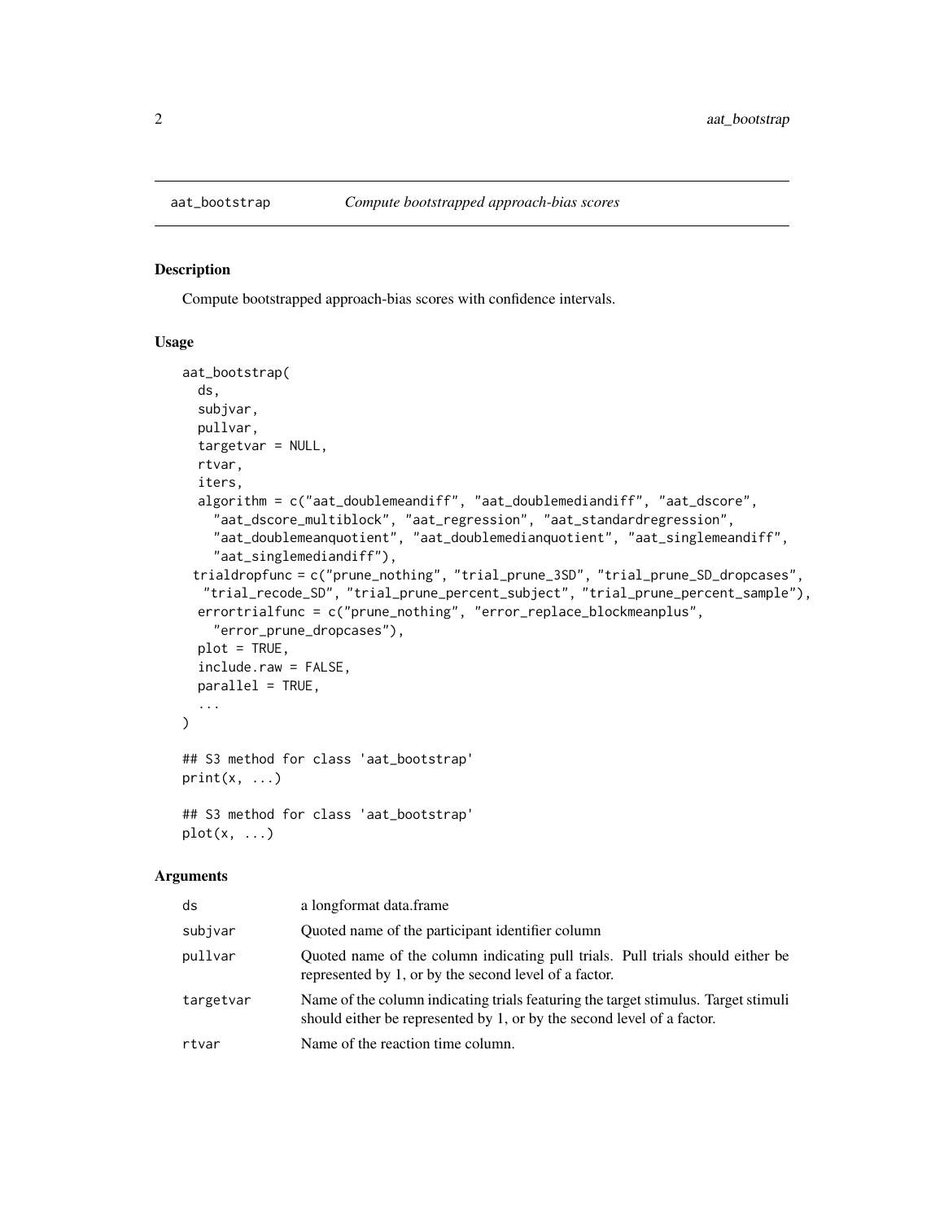# aat_bootstrap — *Compute bootstrapped approach-bias scores*

## Description

Compute bootstrapped approach-bias scores with confidence intervals.

## Usage

```
aat_bootstrap(
  ds,
  subjvar,
  pullvar,
  targetvar = NULL,
  rtvar,
  iters,
  algorithm = c("aat_doublemeandiff", "aat_doublemediandiff", "aat_dscore",
    "aat_dscore_multiblock", "aat_regression", "aat_standardregression",
    "aat_doublemeanquotient", "aat_doublemedianquotient", "aat_singlemeandiff",
    "aat_singlemediandiff"),
 trialdropfunc = c("prune_nothing", "trial_prune_3SD", "trial_prune_SD_dropcases",
  "trial_recode_SD", "trial_prune_percent_subject", "trial_prune_percent_sample"),
  errortrialfunc = c("prune_nothing", "error_replace_blockmeanplus",
    "error_prune_dropcases"),
  plot = TRUE,
  include.raw = FALSE,
  parallel = TRUE,
  ...
)

## S3 method for class 'aat_bootstrap'
print(x, ...)

## S3 method for class 'aat_bootstrap'
plot(x, ...)
```

## Arguments

| | |
|---|---|
| ds | a longformat data.frame |
| subjvar | Quoted name of the participant identifier column |
| pullvar | Quoted name of the column indicating pull trials. Pull trials should either be represented by 1, or by the second level of a factor. |
| targetvar | Name of the column indicating trials featuring the target stimulus. Target stimuli should either be represented by 1, or by the second level of a factor. |
| rtvar | Name of the reaction time column. |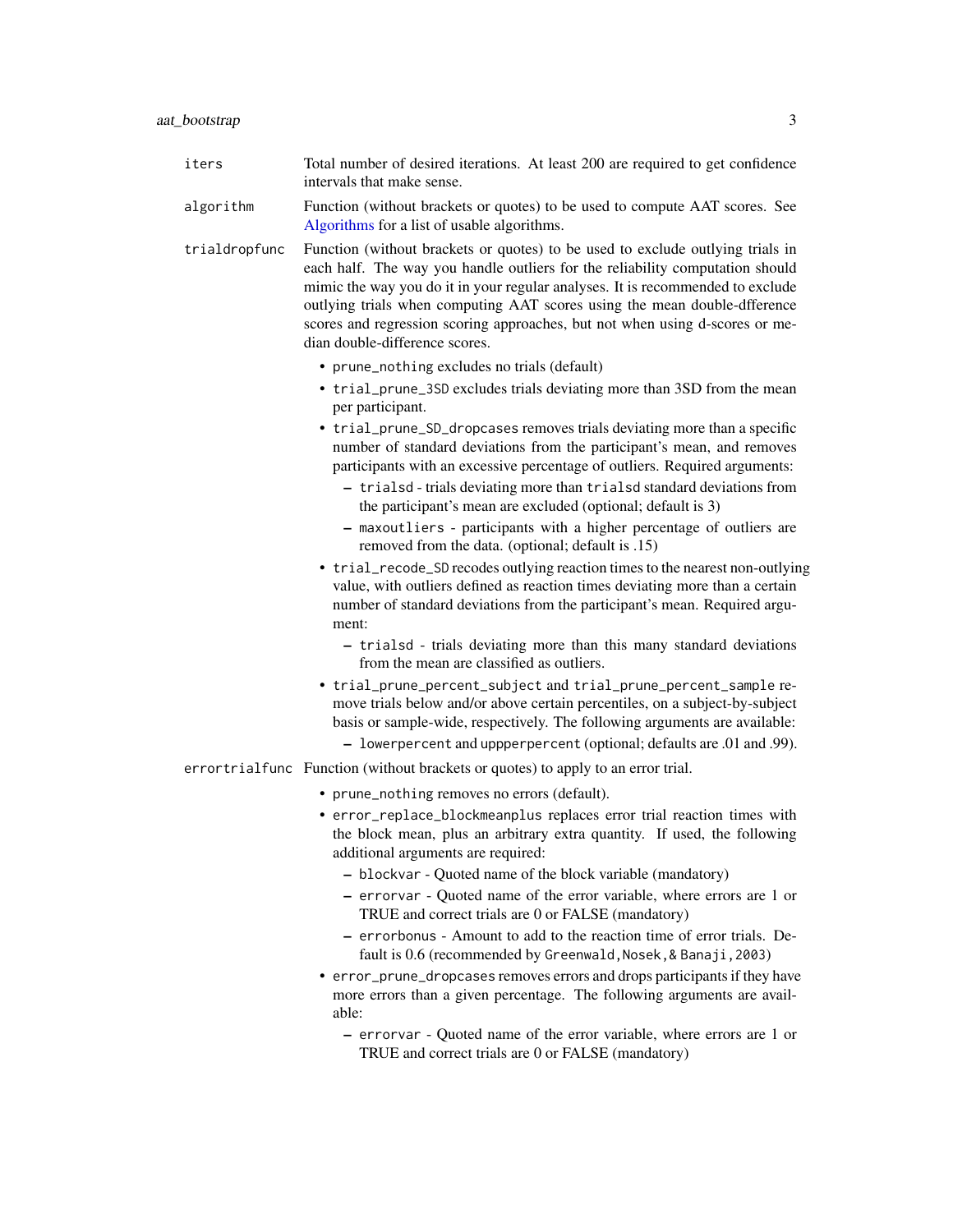iters
: Total number of desired iterations. At least 200 are required to get confidence intervals that make sense.

algorithm
: Function (without brackets or quotes) to be used to compute AAT scores. See Algorithms for a list of usable algorithms.

trialdropfunc
: Function (without brackets or quotes) to be used to exclude outlying trials in each half. The way you handle outliers for the reliability computation should mimic the way you do it in your regular analyses. It is recommended to exclude outlying trials when computing AAT scores using the mean double-dfference scores and regression scoring approaches, but not when using d-scores or median double-difference scores.

  - `prune_nothing` excludes no trials (default)
  - `trial_prune_3SD` excludes trials deviating more than 3SD from the mean per participant.
  - `trial_prune_SD_dropcases` removes trials deviating more than a specific number of standard deviations from the participant's mean, and removes participants with an excessive percentage of outliers. Required arguments:
    - `trialsd` - trials deviating more than `trialsd` standard deviations from the participant's mean are excluded (optional; default is 3)
    - `maxoutliers` - participants with a higher percentage of outliers are removed from the data. (optional; default is .15)
  - `trial_recode_SD` recodes outlying reaction times to the nearest non-outlying value, with outliers defined as reaction times deviating more than a certain number of standard deviations from the participant's mean. Required argument:
    - `trialsd` - trials deviating more than this many standard deviations from the mean are classified as outliers.
  - `trial_prune_percent_subject` and `trial_prune_percent_sample` remove trials below and/or above certain percentiles, on a subject-by-subject basis or sample-wide, respectively. The following arguments are available:
    - `lowerpercent` and `uppperpercent` (optional; defaults are .01 and .99).

errortrialfunc
: Function (without brackets or quotes) to apply to an error trial.

  - `prune_nothing` removes no errors (default).
  - `error_replace_blockmeanplus` replaces error trial reaction times with the block mean, plus an arbitrary extra quantity. If used, the following additional arguments are required:
    - `blockvar` - Quoted name of the block variable (mandatory)
    - `errorvar` - Quoted name of the error variable, where errors are 1 or TRUE and correct trials are 0 or FALSE (mandatory)
    - `errorbonus` - Amount to add to the reaction time of error trials. Default is 0.6 (recommended by `Greenwald,Nosek,& Banaji,2003`)
  - `error_prune_dropcases` removes errors and drops participants if they have more errors than a given percentage. The following arguments are available:
    - `errorvar` - Quoted name of the error variable, where errors are 1 or TRUE and correct trials are 0 or FALSE (mandatory)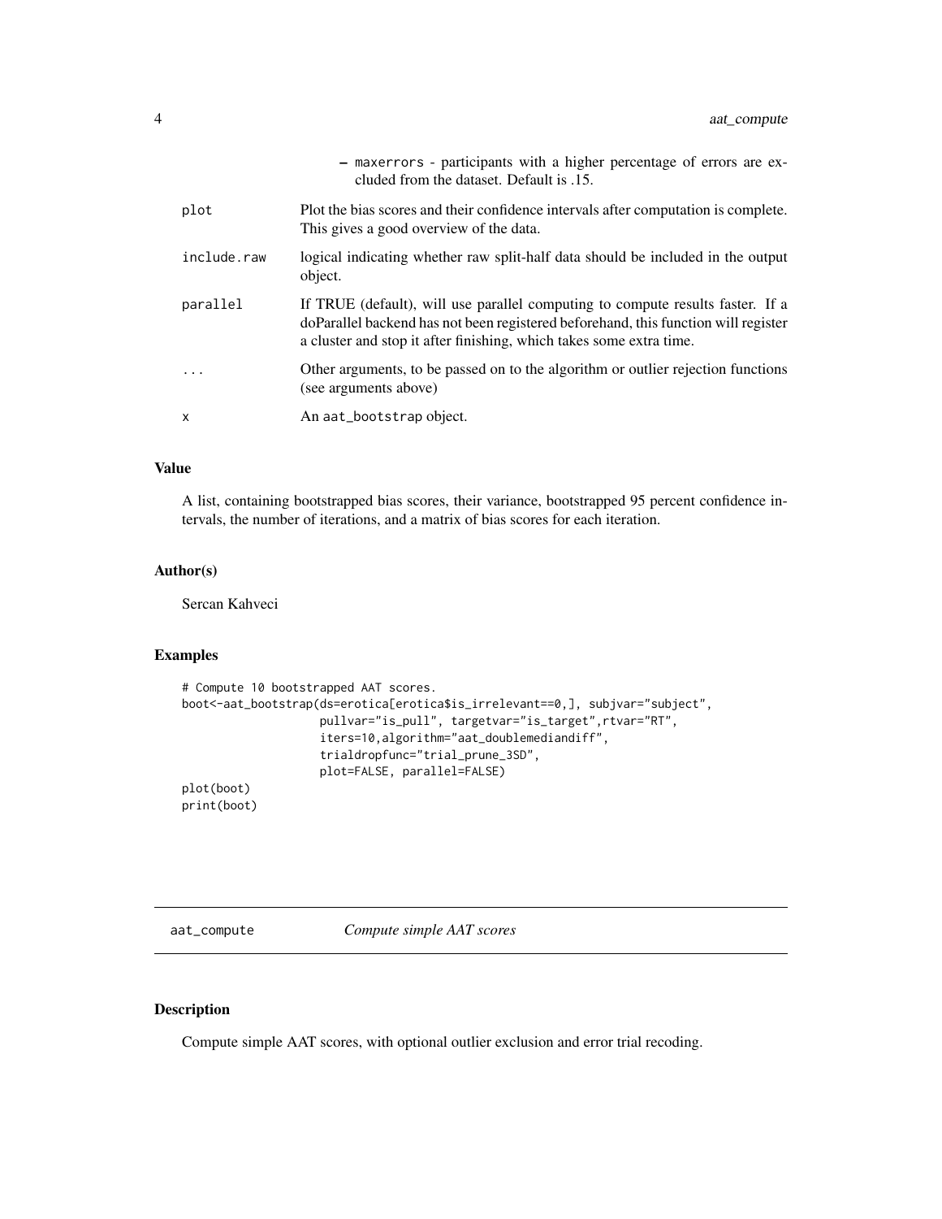- maxerrors - participants with a higher percentage of errors are excluded from the dataset. Default is .15.

| | |
|---|---|
| plot | Plot the bias scores and their confidence intervals after computation is complete. This gives a good overview of the data. |
| include.raw | logical indicating whether raw split-half data should be included in the output object. |
| parallel | If TRUE (default), will use parallel computing to compute results faster. If a doParallel backend has not been registered beforehand, this function will register a cluster and stop it after finishing, which takes some extra time. |
| ... | Other arguments, to be passed on to the algorithm or outlier rejection functions (see arguments above) |
| x | An aat_bootstrap object. |

### Value

A list, containing bootstrapped bias scores, their variance, bootstrapped 95 percent confidence intervals, the number of iterations, and a matrix of bias scores for each iteration.

### Author(s)

Sercan Kahveci

### Examples

```
# Compute 10 bootstrapped AAT scores.
boot<-aat_bootstrap(ds=erotica[erotica$is_irrelevant==0,], subjvar="subject",
                    pullvar="is_pull", targetvar="is_target",rtvar="RT",
                    iters=10,algorithm="aat_doublemediandiff",
                    trialdropfunc="trial_prune_3SD",
                    plot=FALSE, parallel=FALSE)
plot(boot)
print(boot)
```

## aat_compute *Compute simple AAT scores*

### Description

Compute simple AAT scores, with optional outlier exclusion and error trial recoding.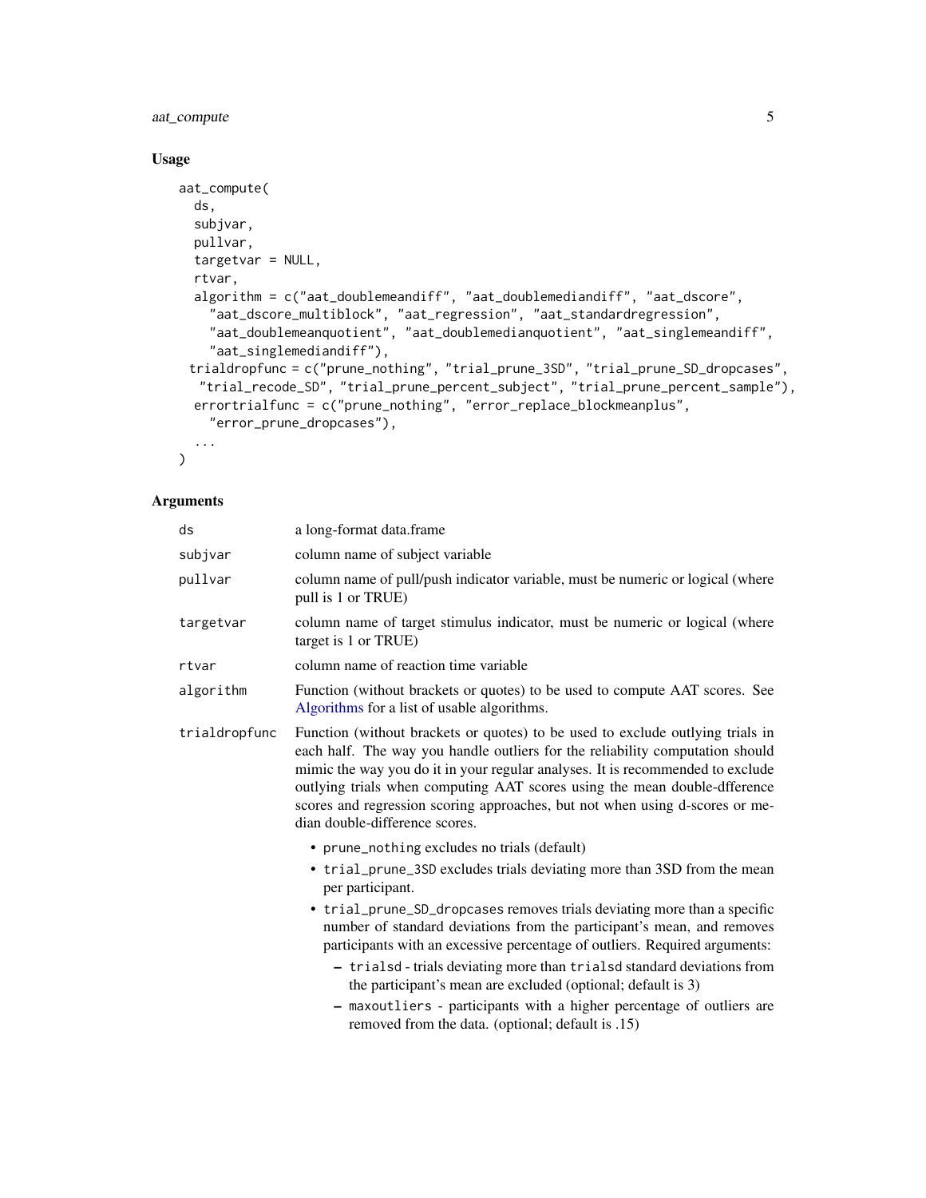## Usage

```
aat_compute(
  ds,
  subjvar,
  pullvar,
  targetvar = NULL,
  rtvar,
  algorithm = c("aat_doublemeandiff", "aat_doublemediandiff", "aat_dscore",
    "aat_dscore_multiblock", "aat_regression", "aat_standardregression",
    "aat_doublemeanquotient", "aat_doublemedianquotient", "aat_singlemeandiff",
    "aat_singlemediandiff"),
 trialdropfunc = c("prune_nothing", "trial_prune_3SD", "trial_prune_SD_dropcases",
   "trial_recode_SD", "trial_prune_percent_subject", "trial_prune_percent_sample"),
  errortrialfunc = c("prune_nothing", "error_replace_blockmeanplus",
    "error_prune_dropcases"),
  ...
)
```

## Arguments

- `ds` — a long-format data.frame
- `subjvar` — column name of subject variable
- `pullvar` — column name of pull/push indicator variable, must be numeric or logical (where pull is 1 or TRUE)
- `targetvar` — column name of target stimulus indicator, must be numeric or logical (where target is 1 or TRUE)
- `rtvar` — column name of reaction time variable
- `algorithm` — Function (without brackets or quotes) to be used to compute AAT scores. See Algorithms for a list of usable algorithms.
- `trialdropfunc` — Function (without brackets or quotes) to be used to exclude outlying trials in each half. The way you handle outliers for the reliability computation should mimic the way you do it in your regular analyses. It is recommended to exclude outlying trials when computing AAT scores using the mean double-dfference scores and regression scoring approaches, but not when using d-scores or median double-difference scores.
  - `prune_nothing` excludes no trials (default)
  - `trial_prune_3SD` excludes trials deviating more than 3SD from the mean per participant.
  - `trial_prune_SD_dropcases` removes trials deviating more than a specific number of standard deviations from the participant's mean, and removes participants with an excessive percentage of outliers. Required arguments:
    - `trialsd` - trials deviating more than `trialsd` standard deviations from the participant's mean are excluded (optional; default is 3)
    - `maxoutliers` - participants with a higher percentage of outliers are removed from the data. (optional; default is .15)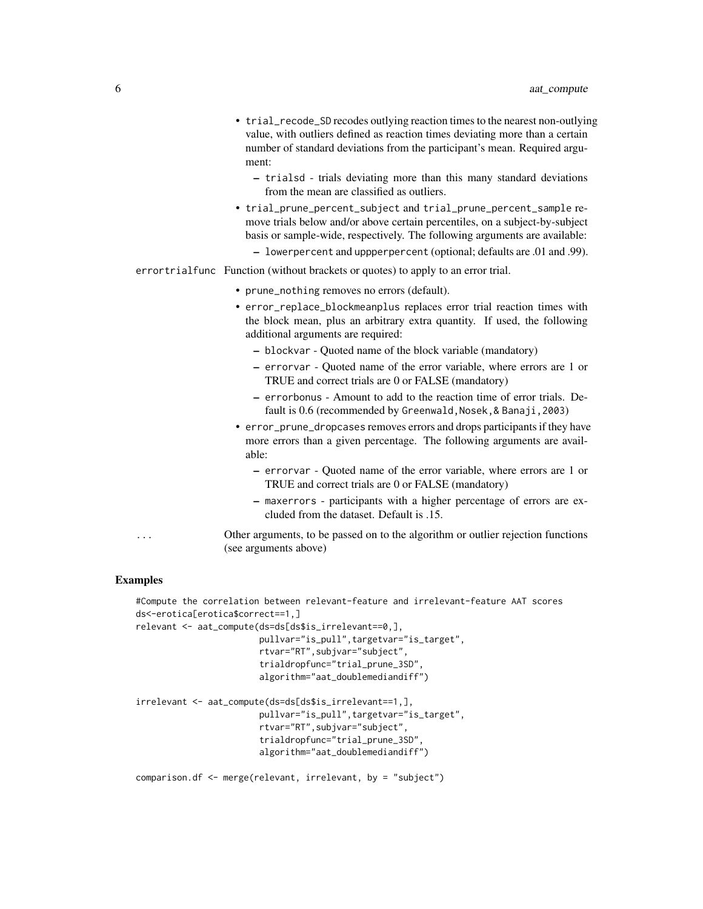- trial_recode_SD recodes outlying reaction times to the nearest non-outlying value, with outliers defined as reaction times deviating more than a certain number of standard deviations from the participant's mean. Required argument:
  - trialsd - trials deviating more than this many standard deviations from the mean are classified as outliers.
- trial_prune_percent_subject and trial_prune_percent_sample remove trials below and/or above certain percentiles, on a subject-by-subject basis or sample-wide, respectively. The following arguments are available:
  - lowerpercent and uppperpercent (optional; defaults are .01 and .99).

errortrialfunc Function (without brackets or quotes) to apply to an error trial.

- prune_nothing removes no errors (default).
- error_replace_blockmeanplus replaces error trial reaction times with the block mean, plus an arbitrary extra quantity. If used, the following additional arguments are required:
  - blockvar - Quoted name of the block variable (mandatory)
  - errorvar - Quoted name of the error variable, where errors are 1 or TRUE and correct trials are 0 or FALSE (mandatory)
  - errorbonus - Amount to add to the reaction time of error trials. Default is 0.6 (recommended by Greenwald,Nosek,& Banaji,2003)
- error_prune_dropcases removes errors and drops participants if they have more errors than a given percentage. The following arguments are available:
  - errorvar - Quoted name of the error variable, where errors are 1 or TRUE and correct trials are 0 or FALSE (mandatory)
  - maxerrors - participants with a higher percentage of errors are excluded from the dataset. Default is .15.

... Other arguments, to be passed on to the algorithm or outlier rejection functions (see arguments above)

## Examples

```
#Compute the correlation between relevant-feature and irrelevant-feature AAT scores
ds<-erotica[erotica$correct==1,]
relevant <- aat_compute(ds=ds[ds$is_irrelevant==0,],
                        pullvar="is_pull",targetvar="is_target",
                        rtvar="RT",subjvar="subject",
                        trialdropfunc="trial_prune_3SD",
                        algorithm="aat_doublemediandiff")

irrelevant <- aat_compute(ds=ds[ds$is_irrelevant==1,],
                        pullvar="is_pull",targetvar="is_target",
                        rtvar="RT",subjvar="subject",
                        trialdropfunc="trial_prune_3SD",
                        algorithm="aat_doublemediandiff")

comparison.df <- merge(relevant, irrelevant, by = "subject")
```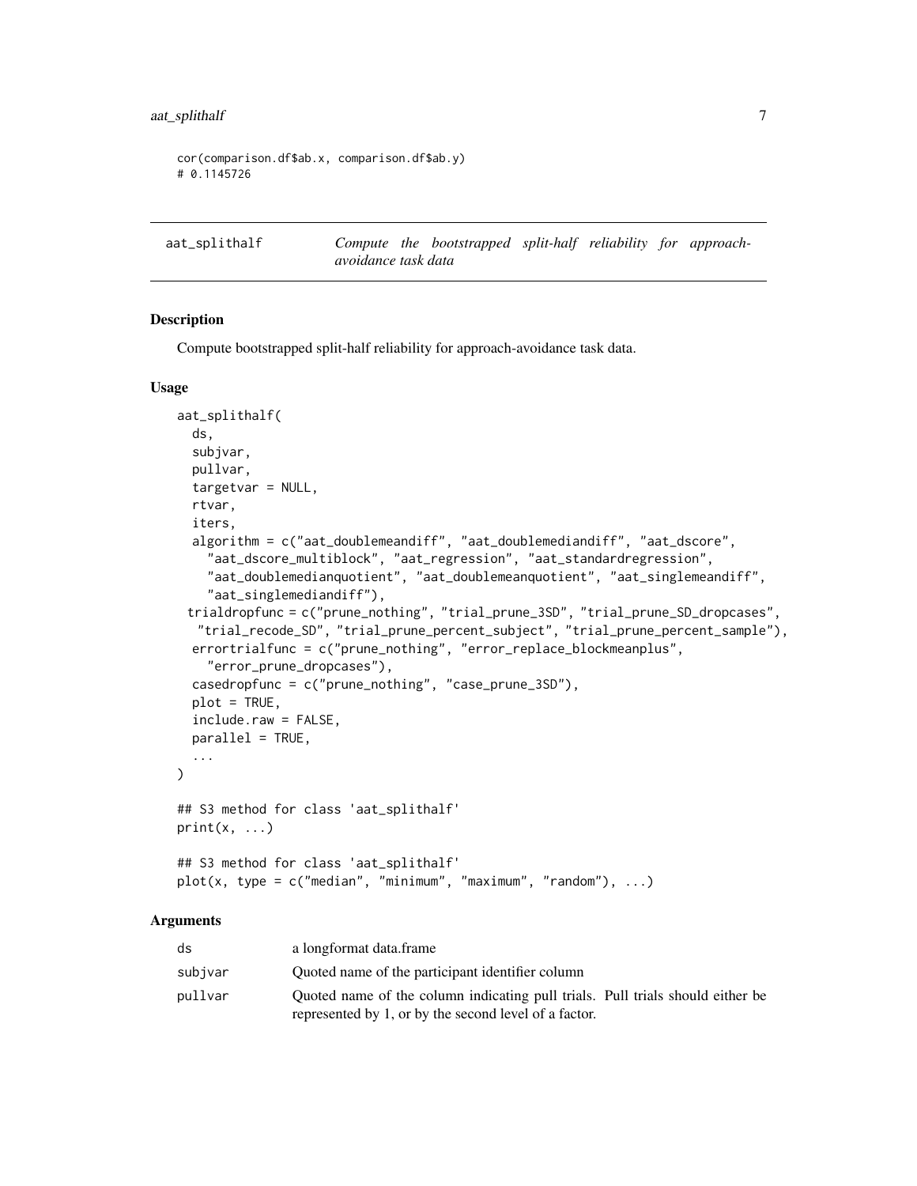```
cor(comparison.df$ab.x, comparison.df$ab.y)
# 0.1145726
```

## aat_splithalf — *Compute the bootstrapped split-half reliability for approach-avoidance task data*

### Description

Compute bootstrapped split-half reliability for approach-avoidance task data.

### Usage

```
aat_splithalf(
  ds,
  subjvar,
  pullvar,
  targetvar = NULL,
  rtvar,
  iters,
  algorithm = c("aat_doublemeandiff", "aat_doublemediandiff", "aat_dscore",
    "aat_dscore_multiblock", "aat_regression", "aat_standardregression",
    "aat_doublemedianquotient", "aat_doublemeanquotient", "aat_singlemeandiff",
    "aat_singlemediandiff"),
 trialdropfunc = c("prune_nothing", "trial_prune_3SD", "trial_prune_SD_dropcases",
  "trial_recode_SD", "trial_prune_percent_subject", "trial_prune_percent_sample"),
  errortrialfunc = c("prune_nothing", "error_replace_blockmeanplus",
    "error_prune_dropcases"),
  casedropfunc = c("prune_nothing", "case_prune_3SD"),
  plot = TRUE,
  include.raw = FALSE,
  parallel = TRUE,
  ...
)

## S3 method for class 'aat_splithalf'
print(x, ...)

## S3 method for class 'aat_splithalf'
plot(x, type = c("median", "minimum", "maximum", "random"), ...)
```

### Arguments

| | |
|---|---|
| ds | a longformat data.frame |
| subjvar | Quoted name of the participant identifier column |
| pullvar | Quoted name of the column indicating pull trials. Pull trials should either be represented by 1, or by the second level of a factor. |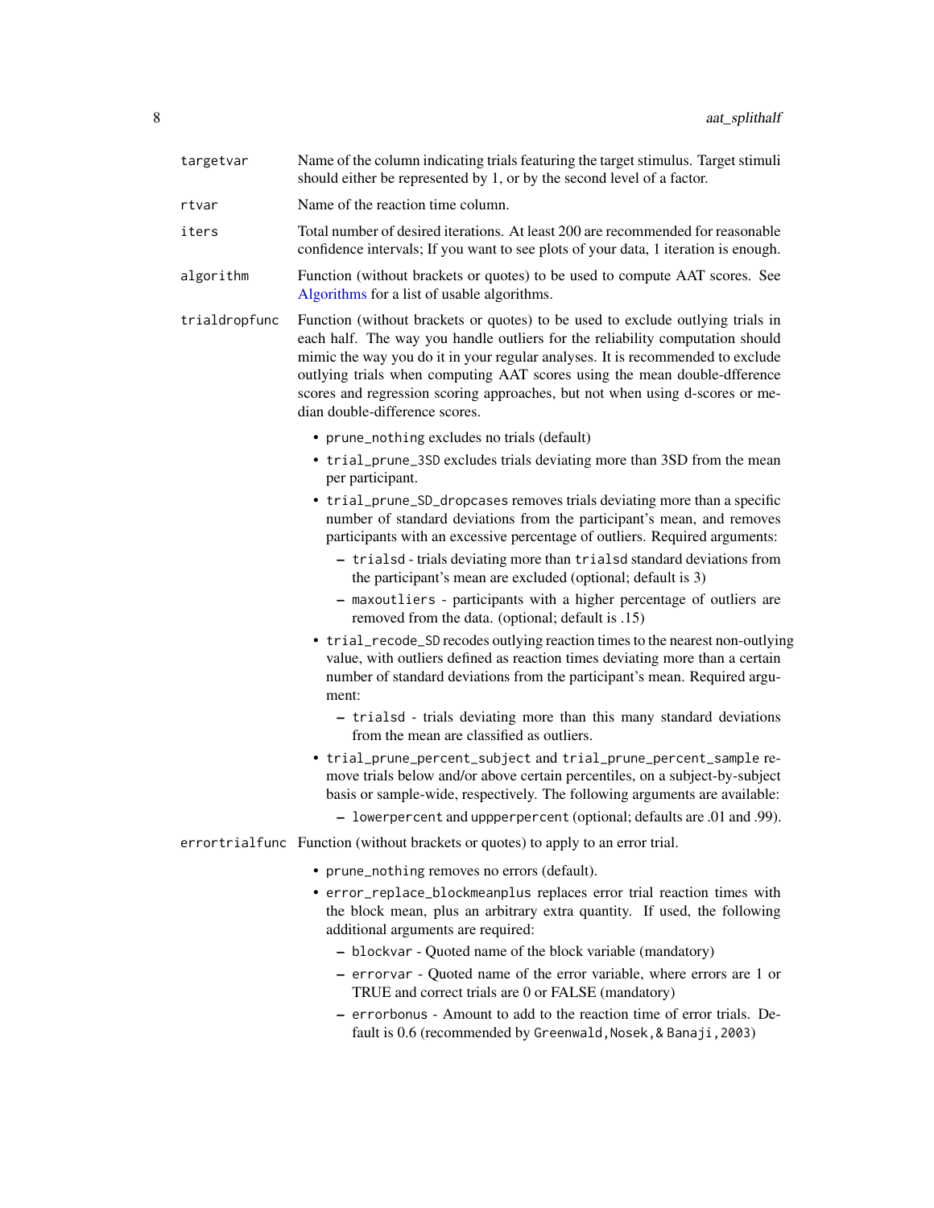`targetvar` Name of the column indicating trials featuring the target stimulus. Target stimuli should either be represented by 1, or by the second level of a factor.

`rtvar` Name of the reaction time column.

`iters` Total number of desired iterations. At least 200 are recommended for reasonable confidence intervals; If you want to see plots of your data, 1 iteration is enough.

`algorithm` Function (without brackets or quotes) to be used to compute AAT scores. See Algorithms for a list of usable algorithms.

`trialdropfunc` Function (without brackets or quotes) to be used to exclude outlying trials in each half. The way you handle outliers for the reliability computation should mimic the way you do it in your regular analyses. It is recommended to exclude outlying trials when computing AAT scores using the mean double-dfference scores and regression scoring approaches, but not when using d-scores or median double-difference scores.

- `prune_nothing` excludes no trials (default)
- `trial_prune_3SD` excludes trials deviating more than 3SD from the mean per participant.
- `trial_prune_SD_dropcases` removes trials deviating more than a specific number of standard deviations from the participant's mean, and removes participants with an excessive percentage of outliers. Required arguments:
  - `trialsd` - trials deviating more than `trialsd` standard deviations from the participant's mean are excluded (optional; default is 3)
  - `maxoutliers` - participants with a higher percentage of outliers are removed from the data. (optional; default is .15)
- `trial_recode_SD` recodes outlying reaction times to the nearest non-outlying value, with outliers defined as reaction times deviating more than a certain number of standard deviations from the participant's mean. Required argument:
  - `trialsd` - trials deviating more than this many standard deviations from the mean are classified as outliers.
- `trial_prune_percent_subject` and `trial_prune_percent_sample` remove trials below and/or above certain percentiles, on a subject-by-subject basis or sample-wide, respectively. The following arguments are available:
  - `lowerpercent` and `uppperpercent` (optional; defaults are .01 and .99).

`errortrialfunc` Function (without brackets or quotes) to apply to an error trial.

- `prune_nothing` removes no errors (default).
- `error_replace_blockmeanplus` replaces error trial reaction times with the block mean, plus an arbitrary extra quantity. If used, the following additional arguments are required:
  - `blockvar` - Quoted name of the block variable (mandatory)
  - `errorvar` - Quoted name of the error variable, where errors are 1 or TRUE and correct trials are 0 or FALSE (mandatory)
  - `errorbonus` - Amount to add to the reaction time of error trials. Default is 0.6 (recommended by `Greenwald,Nosek,& Banaji,2003`)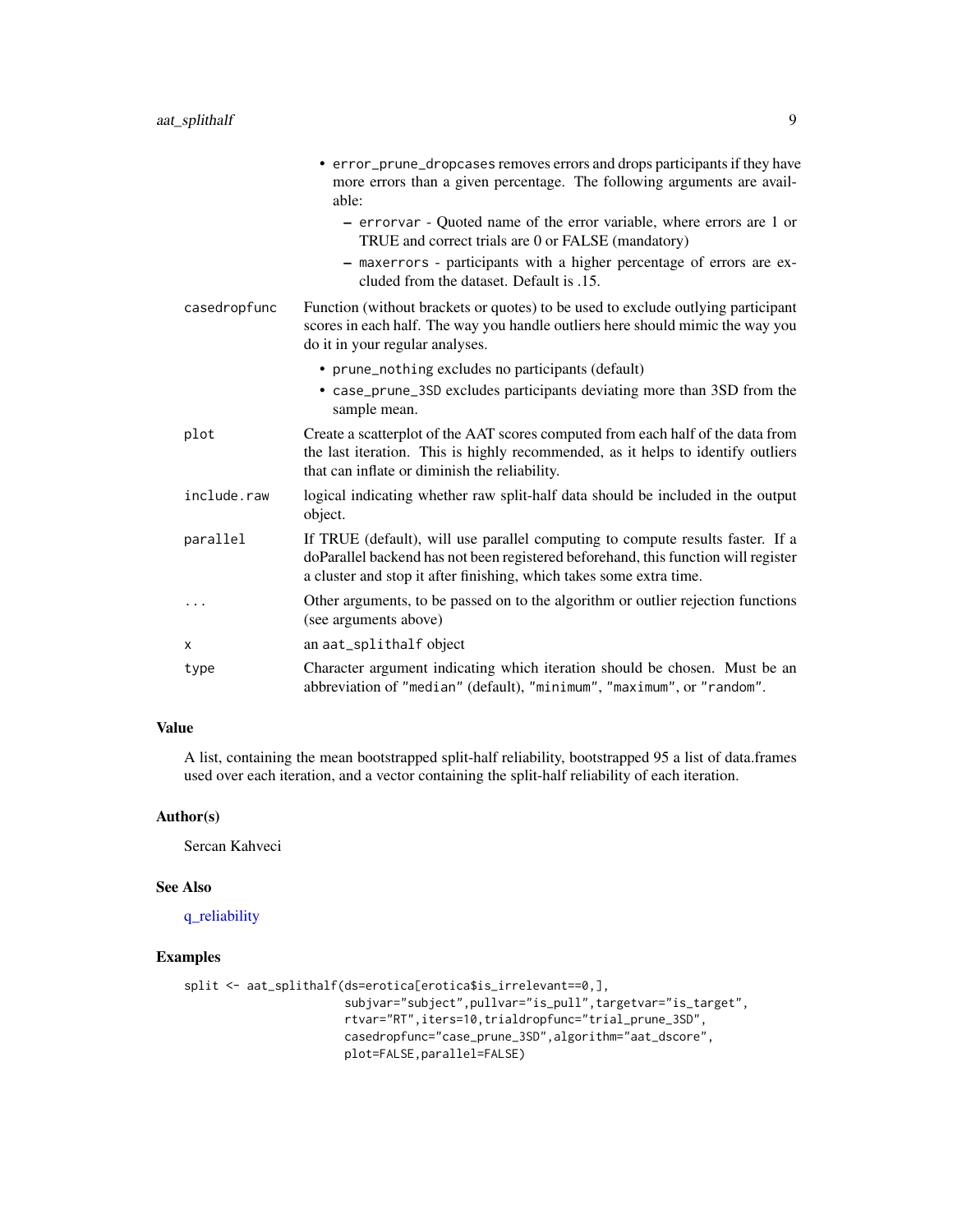- `error_prune_dropcases` removes errors and drops participants if they have more errors than a given percentage. The following arguments are available:
  - `errorvar` - Quoted name of the error variable, where errors are 1 or TRUE and correct trials are 0 or FALSE (mandatory)
  - `maxerrors` - participants with a higher percentage of errors are excluded from the dataset. Default is .15.

| | |
|---|---|
| `casedropfunc` | Function (without brackets or quotes) to be used to exclude outlying participant scores in each half. The way you handle outliers here should mimic the way you do it in your regular analyses.<br>• `prune_nothing` excludes no participants (default)<br>• `case_prune_3SD` excludes participants deviating more than 3SD from the sample mean. |
| `plot` | Create a scatterplot of the AAT scores computed from each half of the data from the last iteration. This is highly recommended, as it helps to identify outliers that can inflate or diminish the reliability. |
| `include.raw` | logical indicating whether raw split-half data should be included in the output object. |
| `parallel` | If TRUE (default), will use parallel computing to compute results faster. If a doParallel backend has not been registered beforehand, this function will register a cluster and stop it after finishing, which takes some extra time. |
| `...` | Other arguments, to be passed on to the algorithm or outlier rejection functions (see arguments above) |
| `x` | an `aat_splithalf` object |
| `type` | Character argument indicating which iteration should be chosen. Must be an abbreviation of `"median"` (default), `"minimum"`, `"maximum"`, or `"random"`. |

### Value

A list, containing the mean bootstrapped split-half reliability, bootstrapped 95 a list of data.frames used over each iteration, and a vector containing the split-half reliability of each iteration.

### Author(s)

Sercan Kahveci

### See Also

q_reliability

### Examples

```
split <- aat_splithalf(ds=erotica[erotica$is_irrelevant==0,],
                      subjvar="subject",pullvar="is_pull",targetvar="is_target",
                      rtvar="RT",iters=10,trialdropfunc="trial_prune_3SD",
                      casedropfunc="case_prune_3SD",algorithm="aat_dscore",
                      plot=FALSE,parallel=FALSE)
```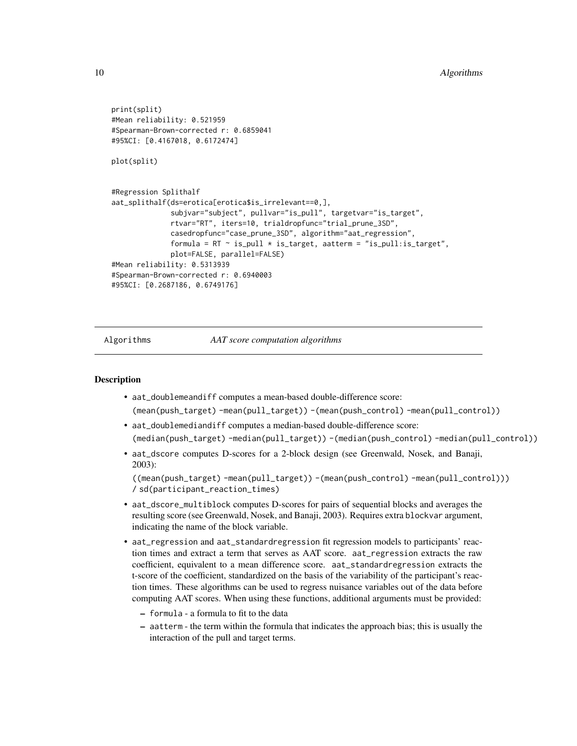```
print(split)
#Mean reliability: 0.521959
#Spearman-Brown-corrected r: 0.6859041
#95%CI: [0.4167018, 0.6172474]

plot(split)


#Regression Splithalf
aat_splithalf(ds=erotica[erotica$is_irrelevant==0,],
              subjvar="subject", pullvar="is_pull", targetvar="is_target",
              rtvar="RT", iters=10, trialdropfunc="trial_prune_3SD",
              casedropfunc="case_prune_3SD", algorithm="aat_regression",
              formula = RT ~ is_pull * is_target, aatterm = "is_pull:is_target",
              plot=FALSE, parallel=FALSE)
#Mean reliability: 0.5313939
#Spearman-Brown-corrected r: 0.6940003
#95%CI: [0.2687186, 0.6749176]
```

## Algorithms — *AAT score computation algorithms*

### Description

- `aat_doublemeandiff` computes a mean-based double-difference score:
  `(mean(push_target) -mean(pull_target)) -(mean(push_control) -mean(pull_control))`
- `aat_doublemediandiff` computes a median-based double-difference score:
  `(median(push_target) -median(pull_target)) -(median(push_control) -median(pull_control))`
- `aat_dscore` computes D-scores for a 2-block design (see Greenwald, Nosek, and Banaji, 2003):
  `((mean(push_target) -mean(pull_target)) -(mean(push_control) -mean(pull_control))) / sd(participant_reaction_times)`
- `aat_dscore_multiblock` computes D-scores for pairs of sequential blocks and averages the resulting score (see Greenwald, Nosek, and Banaji, 2003). Requires extra `blockvar` argument, indicating the name of the block variable.
- `aat_regression` and `aat_standardregression` fit regression models to participants' reaction times and extract a term that serves as AAT score. `aat_regression` extracts the raw coefficient, equivalent to a mean difference score. `aat_standardregression` extracts the t-score of the coefficient, standardized on the basis of the variability of the participant's reaction times. These algorithms can be used to regress nuisance variables out of the data before computing AAT scores. When using these functions, additional arguments must be provided:
  - `formula` - a formula to fit to the data
  - `aatterm` - the term within the formula that indicates the approach bias; this is usually the interaction of the pull and target terms.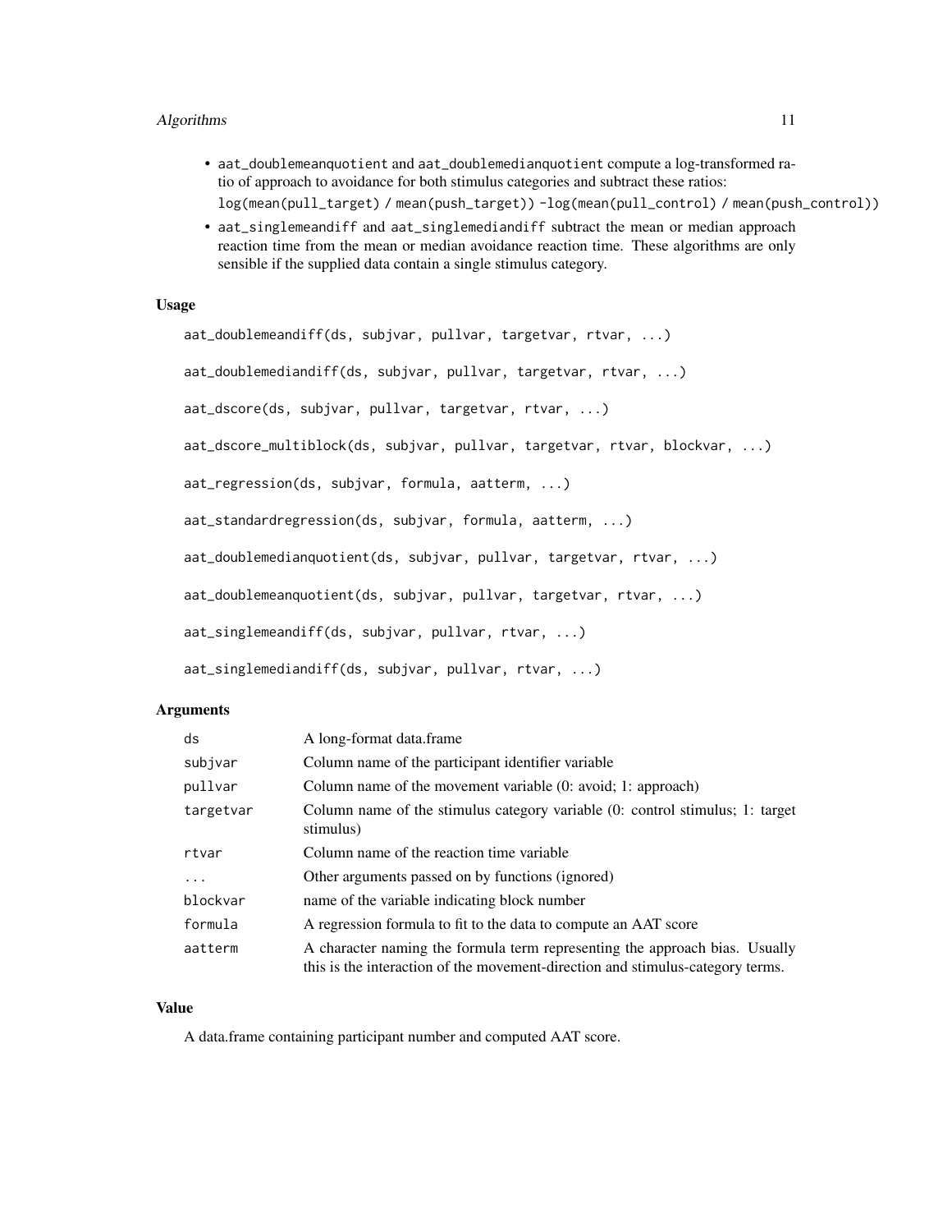- `aat_doublemeanquotient` and `aat_doublemedianquotient` compute a log-transformed ratio of approach to avoidance for both stimulus categories and subtract these ratios:
  `log(mean(pull_target) / mean(push_target)) - log(mean(pull_control) / mean(push_control))`
- `aat_singlemeandiff` and `aat_singlemediandiff` subtract the mean or median approach reaction time from the mean or median avoidance reaction time. These algorithms are only sensible if the supplied data contain a single stimulus category.

### Usage

```
aat_doublemeandiff(ds, subjvar, pullvar, targetvar, rtvar, ...)

aat_doublemediandiff(ds, subjvar, pullvar, targetvar, rtvar, ...)

aat_dscore(ds, subjvar, pullvar, targetvar, rtvar, ...)

aat_dscore_multiblock(ds, subjvar, pullvar, targetvar, rtvar, blockvar, ...)

aat_regression(ds, subjvar, formula, aatterm, ...)

aat_standardregression(ds, subjvar, formula, aatterm, ...)

aat_doublemedianquotient(ds, subjvar, pullvar, targetvar, rtvar, ...)

aat_doublemeanquotient(ds, subjvar, pullvar, targetvar, rtvar, ...)

aat_singlemeandiff(ds, subjvar, pullvar, rtvar, ...)

aat_singlemediandiff(ds, subjvar, pullvar, rtvar, ...)
```

### Arguments

| | |
|---|---|
| `ds` | A long-format data.frame |
| `subjvar` | Column name of the participant identifier variable |
| `pullvar` | Column name of the movement variable (0: avoid; 1: approach) |
| `targetvar` | Column name of the stimulus category variable (0: control stimulus; 1: target stimulus) |
| `rtvar` | Column name of the reaction time variable |
| `...` | Other arguments passed on by functions (ignored) |
| `blockvar` | name of the variable indicating block number |
| `formula` | A regression formula to fit to the data to compute an AAT score |
| `aatterm` | A character naming the formula term representing the approach bias. Usually this is the interaction of the movement-direction and stimulus-category terms. |

### Value

A data.frame containing participant number and computed AAT score.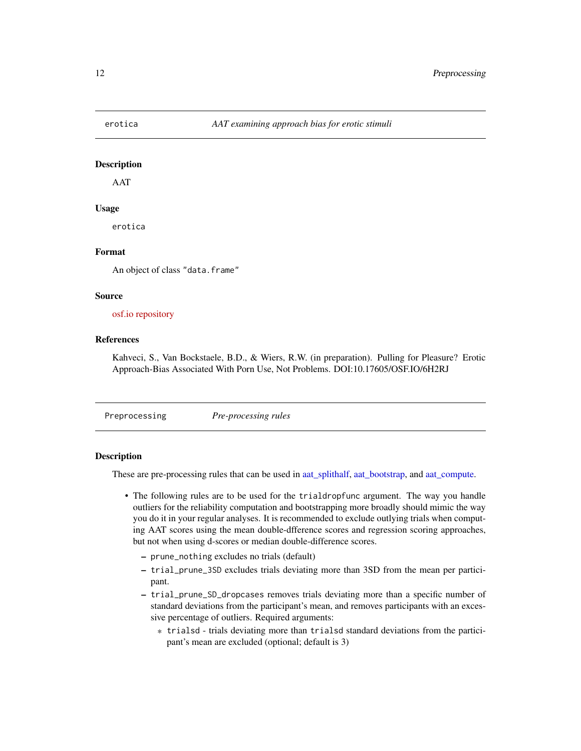## erotica — *AAT examining approach bias for erotic stimuli*

### Description

AAT

### Usage

```
erotica
```

### Format

An object of class "data.frame"

### Source

osf.io repository

### References

Kahveci, S., Van Bockstaele, B.D., & Wiers, R.W. (in preparation). Pulling for Pleasure? Erotic Approach-Bias Associated With Porn Use, Not Problems. DOI:10.17605/OSF.IO/6H2RJ

## Preprocessing — *Pre-processing rules*

### Description

These are pre-processing rules that can be used in aat_splithalf, aat_bootstrap, and aat_compute.

- The following rules are to be used for the `trialdropfunc` argument. The way you handle outliers for the reliability computation and bootstrapping more broadly should mimic the way you do it in your regular analyses. It is recommended to exclude outlying trials when computing AAT scores using the mean double-dfference scores and regression scoring approaches, but not when using d-scores or median double-difference scores.
  - `prune_nothing` excludes no trials (default)
  - `trial_prune_3SD` excludes trials deviating more than 3SD from the mean per participant.
  - `trial_prune_SD_dropcases` removes trials deviating more than a specific number of standard deviations from the participant's mean, and removes participants with an excessive percentage of outliers. Required arguments:
    - `trialsd` - trials deviating more than `trialsd` standard deviations from the participant's mean are excluded (optional; default is 3)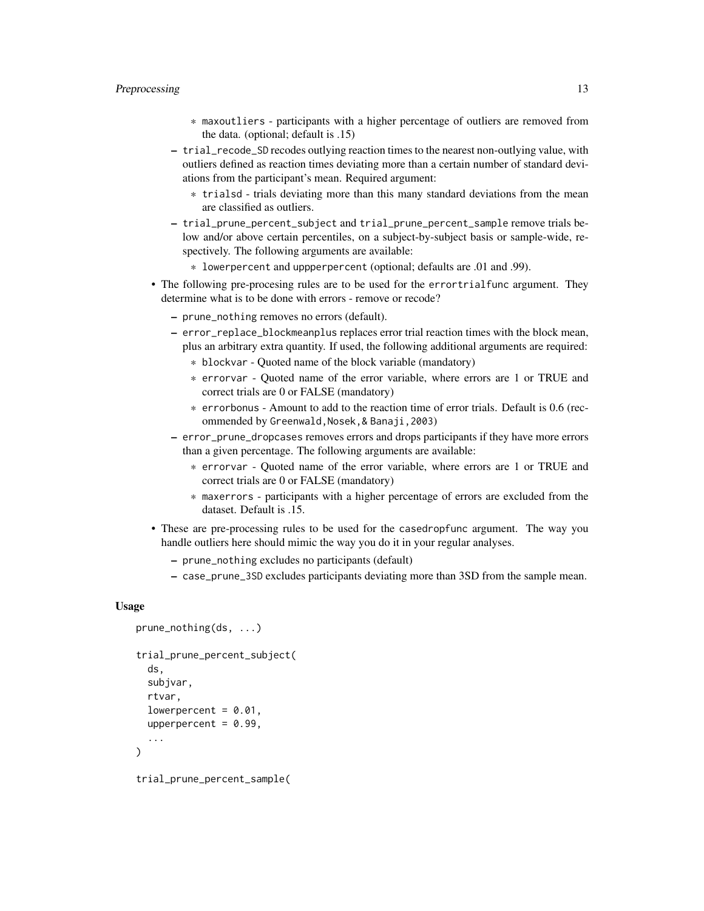- `maxoutliers` - participants with a higher percentage of outliers are removed from the data. (optional; default is .15)
    - `trial_recode_SD` recodes outlying reaction times to the nearest non-outlying value, with outliers defined as reaction times deviating more than a certain number of standard deviations from the participant's mean. Required argument:
        - `trialsd` - trials deviating more than this many standard deviations from the mean are classified as outliers.
    - `trial_prune_percent_subject` and `trial_prune_percent_sample` remove trials below and/or above certain percentiles, on a subject-by-subject basis or sample-wide, respectively. The following arguments are available:
        - `lowerpercent` and `uppperpercent` (optional; defaults are .01 and .99).
- The following pre-procesing rules are to be used for the `errortrialfunc` argument. They determine what is to be done with errors - remove or recode?
    - `prune_nothing` removes no errors (default).
    - `error_replace_blockmeanplus` replaces error trial reaction times with the block mean, plus an arbitrary extra quantity. If used, the following additional arguments are required:
        - `blockvar` - Quoted name of the block variable (mandatory)
        - `errorvar` - Quoted name of the error variable, where errors are 1 or TRUE and correct trials are 0 or FALSE (mandatory)
        - `errorbonus` - Amount to add to the reaction time of error trials. Default is 0.6 (recommended by `Greenwald,Nosek,& Banaji,2003`)
    - `error_prune_dropcases` removes errors and drops participants if they have more errors than a given percentage. The following arguments are available:
        - `errorvar` - Quoted name of the error variable, where errors are 1 or TRUE and correct trials are 0 or FALSE (mandatory)
        - `maxerrors` - participants with a higher percentage of errors are excluded from the dataset. Default is .15.
- These are pre-processing rules to be used for the `casedropfunc` argument. The way you handle outliers here should mimic the way you do it in your regular analyses.
    - `prune_nothing` excludes no participants (default)
    - `case_prune_3SD` excludes participants deviating more than 3SD from the sample mean.

### Usage

```
prune_nothing(ds, ...)

trial_prune_percent_subject(
  ds,
  subjvar,
  rtvar,
  lowerpercent = 0.01,
  upperpercent = 0.99,
  ...
)

trial_prune_percent_sample(
```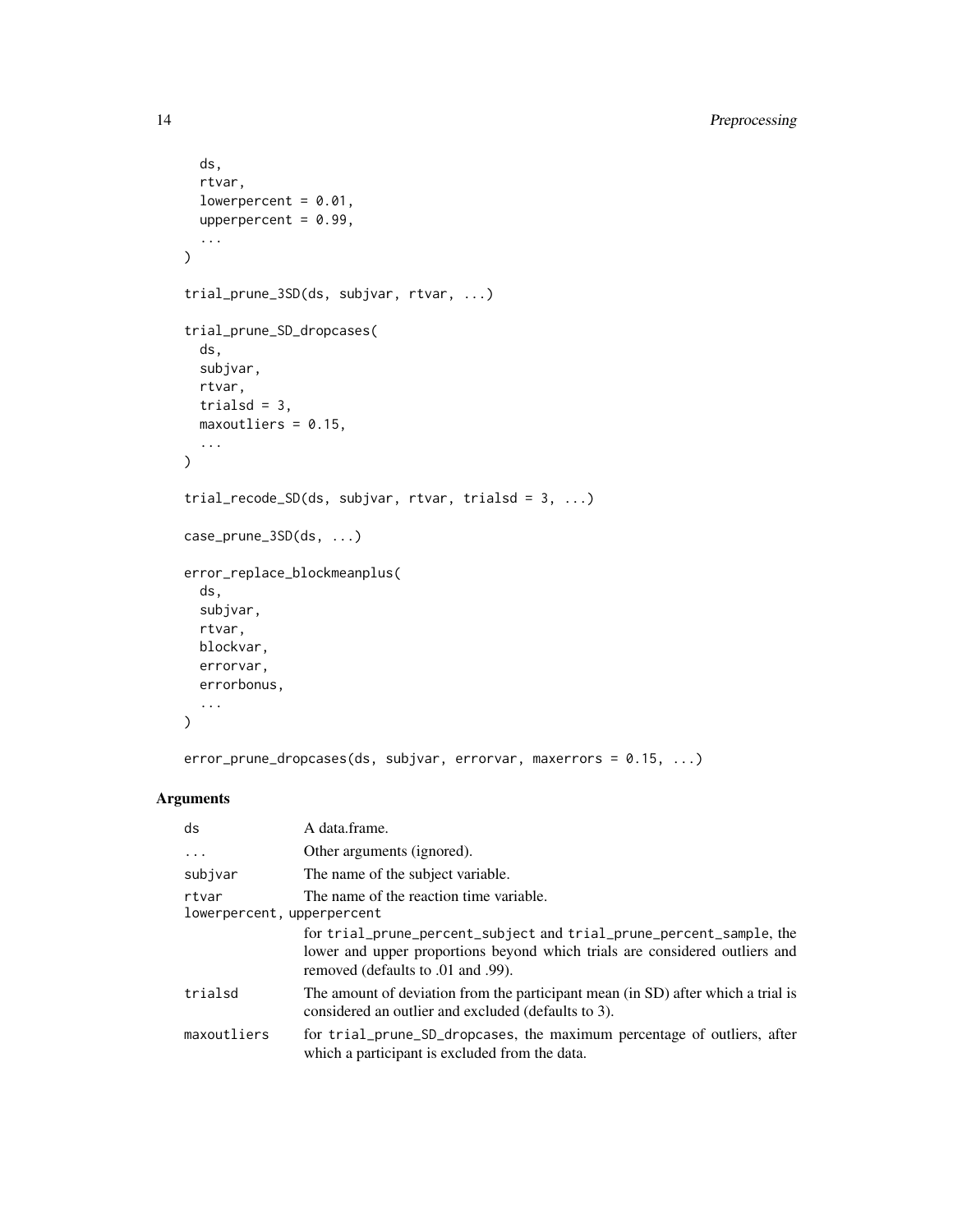```
  ds,
  rtvar,
  lowerpercent = 0.01,
  upperpercent = 0.99,
  ...
)

trial_prune_3SD(ds, subjvar, rtvar, ...)

trial_prune_SD_dropcases(
  ds,
  subjvar,
  rtvar,
  trialsd = 3,
  maxoutliers = 0.15,
  ...
)

trial_recode_SD(ds, subjvar, rtvar, trialsd = 3, ...)

case_prune_3SD(ds, ...)

error_replace_blockmeanplus(
  ds,
  subjvar,
  rtvar,
  blockvar,
  errorvar,
  errorbonus,
  ...
)

error_prune_dropcases(ds, subjvar, errorvar, maxerrors = 0.15, ...)
```

## Arguments

| | |
|---|---|
| `ds` | A data.frame. |
| `...` | Other arguments (ignored). |
| `subjvar` | The name of the subject variable. |
| `rtvar` | The name of the reaction time variable. |
| `lowerpercent, upperpercent` | for `trial_prune_percent_subject` and `trial_prune_percent_sample`, the lower and upper proportions beyond which trials are considered outliers and removed (defaults to .01 and .99). |
| `trialsd` | The amount of deviation from the participant mean (in SD) after which a trial is considered an outlier and excluded (defaults to 3). |
| `maxoutliers` | for `trial_prune_SD_dropcases`, the maximum percentage of outliers, after which a participant is excluded from the data. |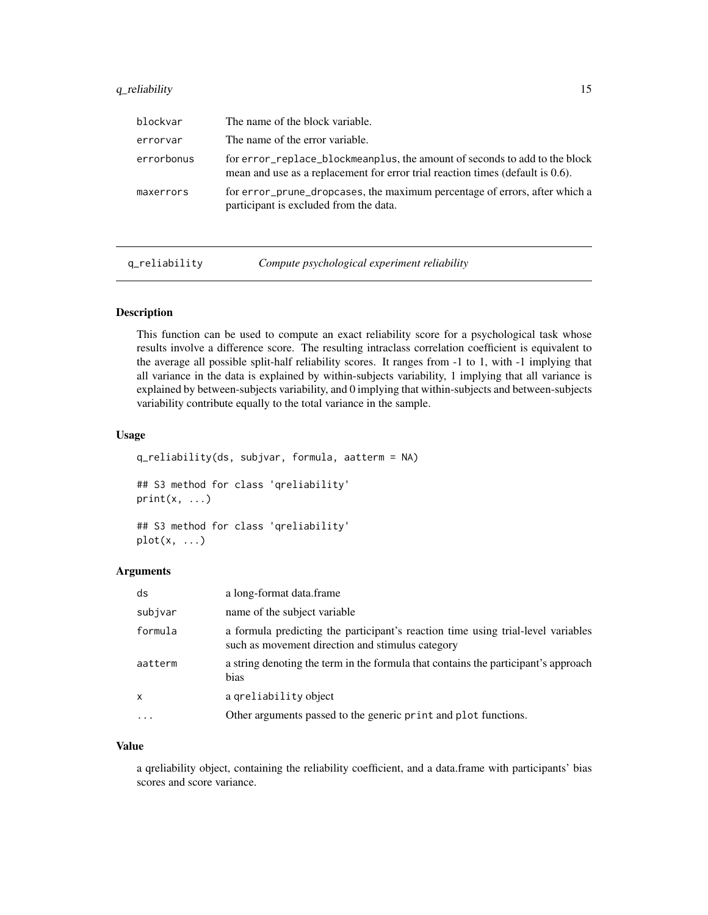| | |
|---|---|
| blockvar | The name of the block variable. |
| errorvar | The name of the error variable. |
| errorbonus | for error_replace_blockmeanplus, the amount of seconds to add to the block mean and use as a replacement for error trial reaction times (default is 0.6). |
| maxerrors | for error_prune_dropcases, the maximum percentage of errors, after which a participant is excluded from the data. |

## q_reliability    *Compute psychological experiment reliability*

### Description

This function can be used to compute an exact reliability score for a psychological task whose results involve a difference score. The resulting intraclass correlation coefficient is equivalent to the average all possible split-half reliability scores. It ranges from -1 to 1, with -1 implying that all variance in the data is explained by within-subjects variability, 1 implying that all variance is explained by between-subjects variability, and 0 implying that within-subjects and between-subjects variability contribute equally to the total variance in the sample.

### Usage

```
q_reliability(ds, subjvar, formula, aatterm = NA)

## S3 method for class 'qreliability'
print(x, ...)

## S3 method for class 'qreliability'
plot(x, ...)
```

### Arguments

| | |
|---|---|
| ds | a long-format data.frame |
| subjvar | name of the subject variable |
| formula | a formula predicting the participant's reaction time using trial-level variables such as movement direction and stimulus category |
| aatterm | a string denoting the term in the formula that contains the participant's approach bias |
| x | a qreliability object |
| ... | Other arguments passed to the generic print and plot functions. |

### Value

a qreliability object, containing the reliability coefficient, and a data.frame with participants' bias scores and score variance.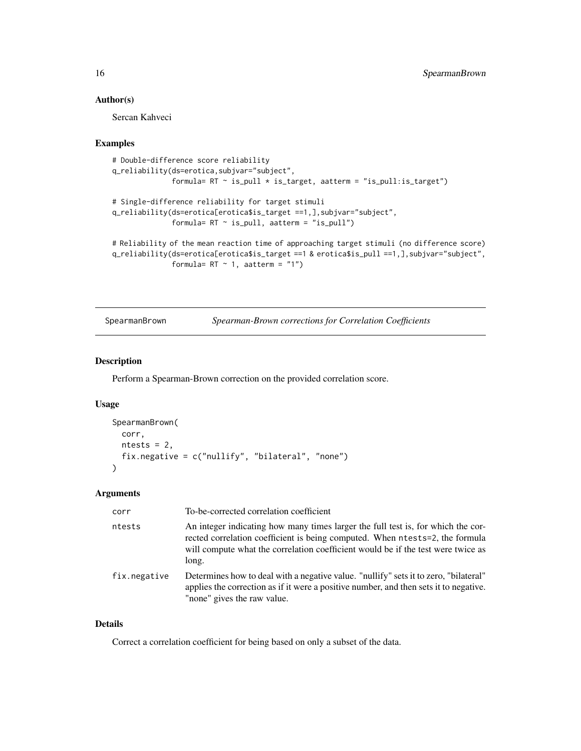### Author(s)

Sercan Kahveci

### Examples

```
# Double-difference score reliability
q_reliability(ds=erotica,subjvar="subject",
              formula= RT ~ is_pull * is_target, aatterm = "is_pull:is_target")

# Single-difference reliability for target stimuli
q_reliability(ds=erotica[erotica$is_target ==1,],subjvar="subject",
              formula= RT ~ is_pull, aatterm = "is_pull")

# Reliability of the mean reaction time of approaching target stimuli (no difference score)
q_reliability(ds=erotica[erotica$is_target ==1 & erotica$is_pull ==1,],subjvar="subject",
              formula= RT ~ 1, aatterm = "1")
```

---

## SpearmanBrown — *Spearman-Brown corrections for Correlation Coefficients*

### Description

Perform a Spearman-Brown correction on the provided correlation score.

### Usage

```
SpearmanBrown(
  corr,
  ntests = 2,
  fix.negative = c("nullify", "bilateral", "none")
)
```

### Arguments

| | |
|---|---|
| corr | To-be-corrected correlation coefficient |
| ntests | An integer indicating how many times larger the full test is, for which the corrected correlation coefficient is being computed. When ntests=2, the formula will compute what the correlation coefficient would be if the test were twice as long. |
| fix.negative | Determines how to deal with a negative value. "nullify" sets it to zero, "bilateral" applies the correction as if it were a positive number, and then sets it to negative. "none" gives the raw value. |

### Details

Correct a correlation coefficient for being based on only a subset of the data.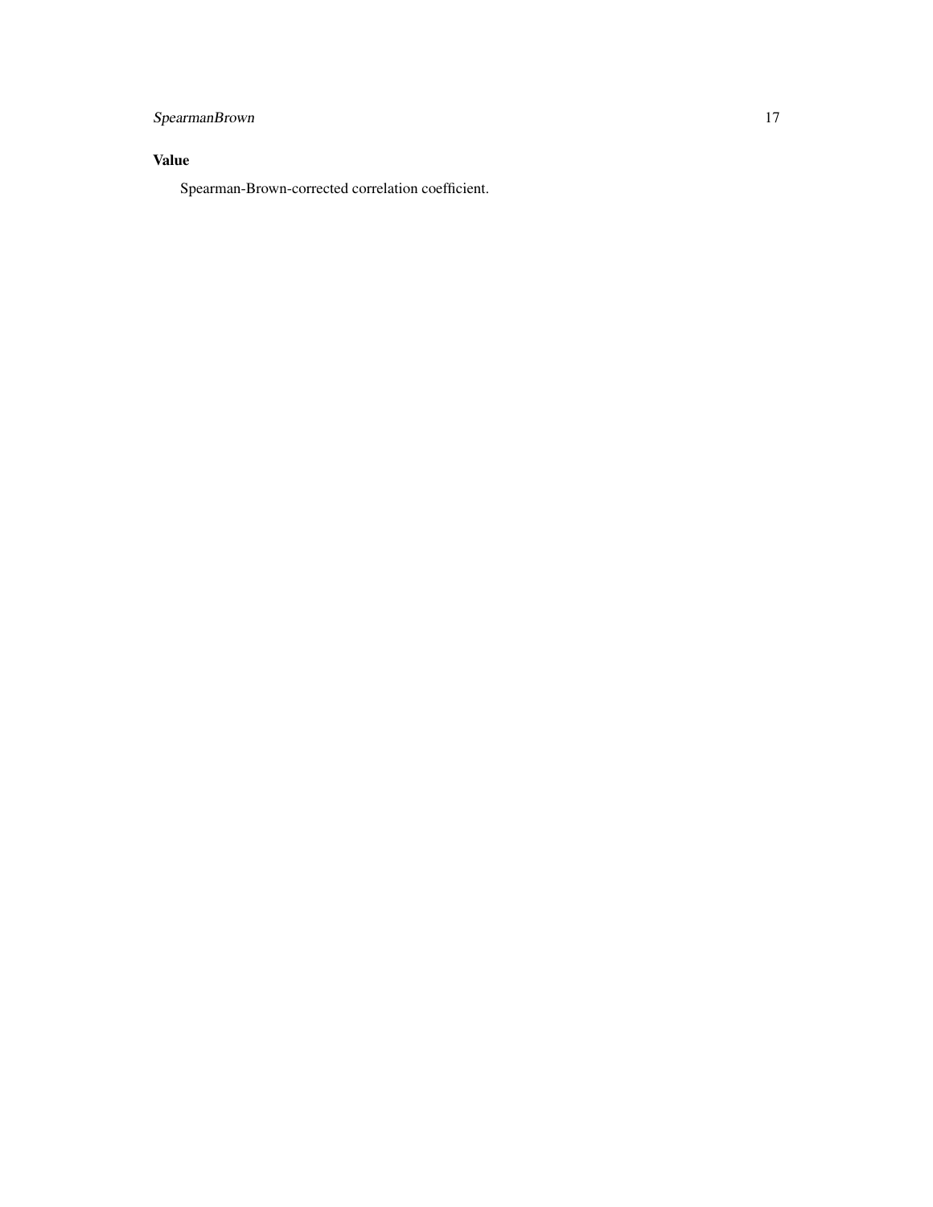### Value

Spearman-Brown-corrected correlation coefficient.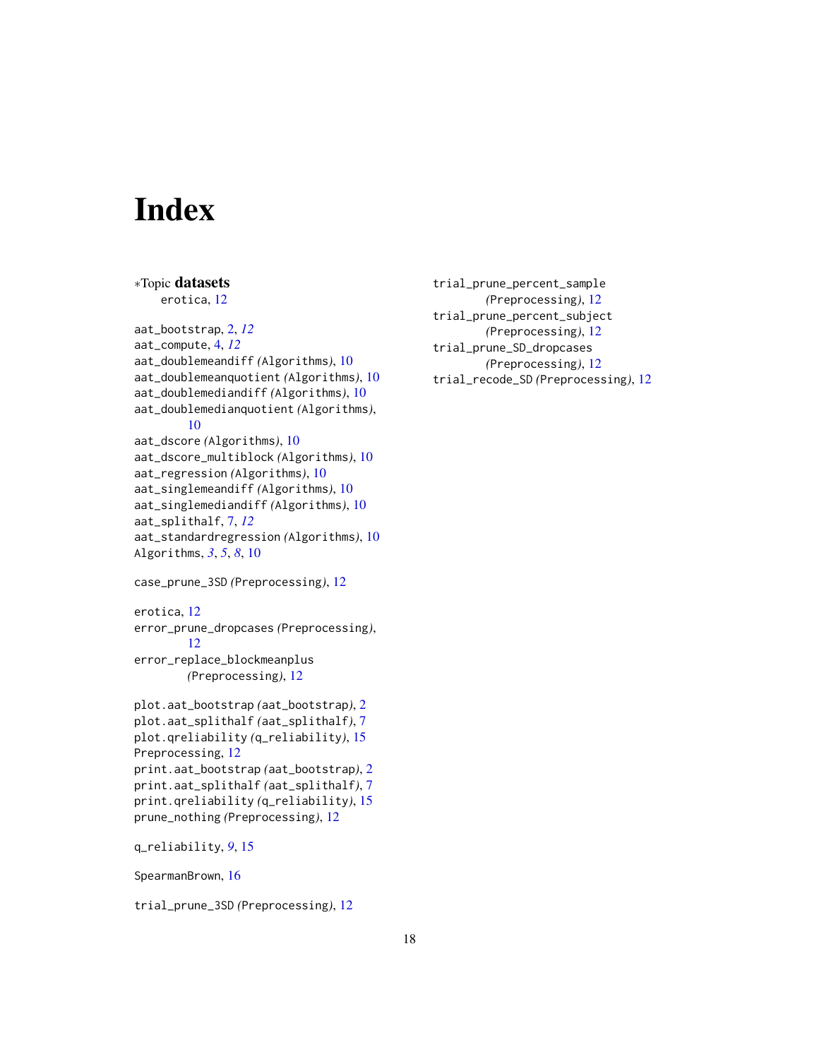# Index

∗Topic **datasets**

erotica, 12

aat_bootstrap, 2, *12*
aat_compute, 4, *12*
aat_doublemeandiff *(*Algorithms*)*, 10
aat_doublemeanquotient *(*Algorithms*)*, 10
aat_doublemediandiff *(*Algorithms*)*, 10
aat_doublemedianquotient *(*Algorithms*)*, 10
aat_dscore *(*Algorithms*)*, 10
aat_dscore_multiblock *(*Algorithms*)*, 10
aat_regression *(*Algorithms*)*, 10
aat_singlemeandiff *(*Algorithms*)*, 10
aat_singlemediandiff *(*Algorithms*)*, 10
aat_splithalf, 7, *12*
aat_standardregression *(*Algorithms*)*, 10
Algorithms, *3*, *5*, *8*, 10

case_prune_3SD *(*Preprocessing*)*, 12

erotica, 12
error_prune_dropcases *(*Preprocessing*)*, 12
error_replace_blockmeanplus *(*Preprocessing*)*, 12

plot.aat_bootstrap *(*aat_bootstrap*)*, 2
plot.aat_splithalf *(*aat_splithalf*)*, 7
plot.qreliability *(*q_reliability*)*, 15
Preprocessing, 12
print.aat_bootstrap *(*aat_bootstrap*)*, 2
print.aat_splithalf *(*aat_splithalf*)*, 7
print.qreliability *(*q_reliability*)*, 15
prune_nothing *(*Preprocessing*)*, 12

q_reliability, *9*, 15

SpearmanBrown, 16

trial_prune_3SD *(*Preprocessing*)*, 12
trial_prune_percent_sample *(*Preprocessing*)*, 12
trial_prune_percent_subject *(*Preprocessing*)*, 12
trial_prune_SD_dropcases *(*Preprocessing*)*, 12
trial_recode_SD *(*Preprocessing*)*, 12